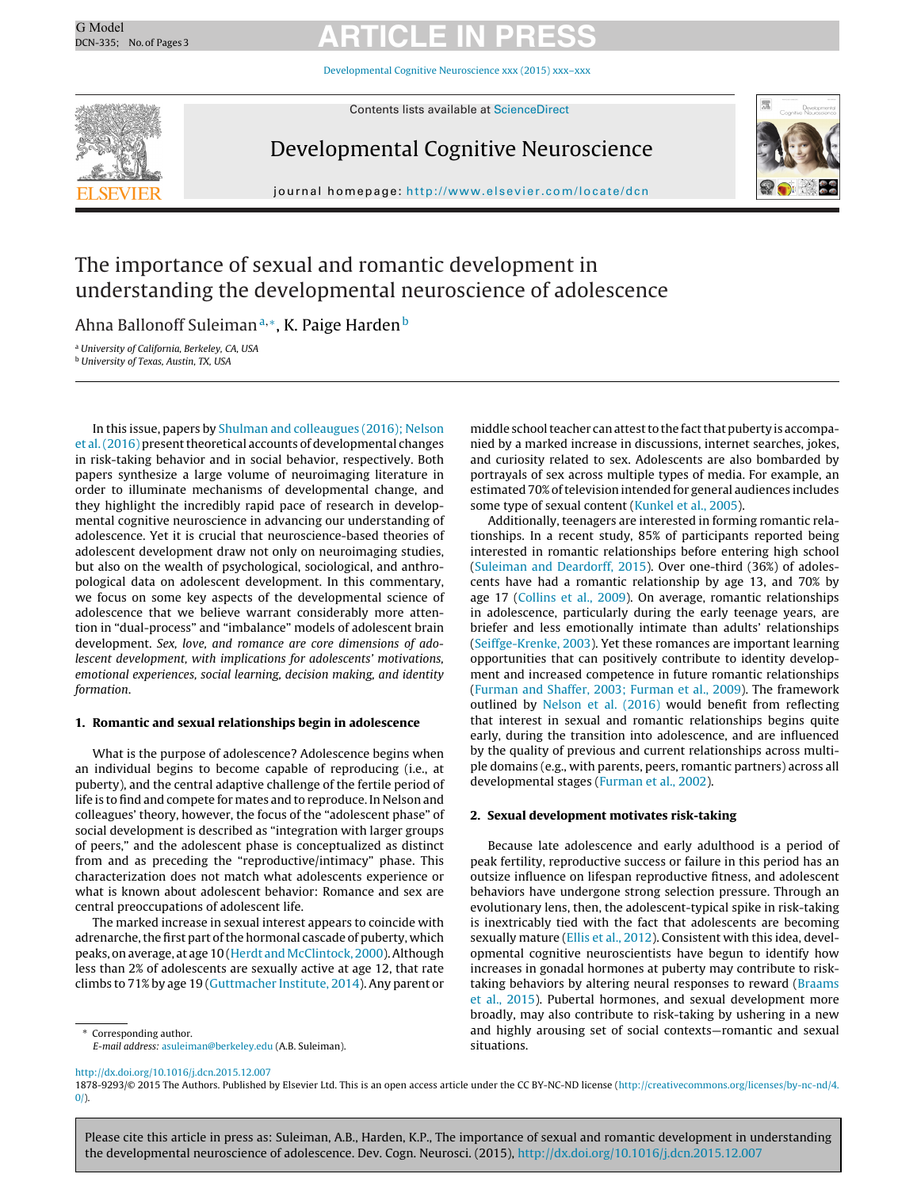# The importance of sexual and romantic development in understanding the developmental neuroscience of adolescence

Ahna Ballonoff Suleiman[a,*], K. Paige Harden[b]

[a] University of California, Berkeley, CA, USA
[b] University of Texas, Austin, TX, USA

In this issue, papers by Shulman and colleagues (2016); Nelson et al. (2016) present theoretical accounts of developmental changes in risk-taking behavior and in social behavior, respectively. Both papers synthesize a large volume of neuroimaging literature in order to illuminate mechanisms of developmental change, and they highlight the incredibly rapid pace of research in developmental cognitive neuroscience in advancing our understanding of adolescence. Yet it is crucial that neuroscience-based theories of adolescent development draw not only on neuroimaging studies, but also on the wealth of psychological, sociological, and anthropological data on adolescent development. In this commentary, we focus on some key aspects of the developmental science of adolescence that we believe warrant considerably more attention in "dual-process" and "imbalance" models of adolescent brain development. *Sex, love, and romance are core dimensions of adolescent development, with implications for adolescents' motivations, emotional experiences, social learning, decision making, and identity formation.*

## 1. Romantic and sexual relationships begin in adolescence

What is the purpose of adolescence? Adolescence begins when an individual begins to become capable of reproducing (i.e., at puberty), and the central adaptive challenge of the fertile period of life is to find and compete for mates and to reproduce. In Nelson and colleagues' theory, however, the focus of the "adolescent phase" of social development is described as "integration with larger groups of peers," and the adolescent phase is conceptualized as distinct from and as preceding the "reproductive/intimacy" phase. This characterization does not match what adolescents experience or what is known about adolescent behavior: Romance and sex are central preoccupations of adolescent life.

The marked increase in sexual interest appears to coincide with adrenarche, the first part of the hormonal cascade of puberty, which peaks, on average, at age 10 (Herdt and McClintock, 2000). Although less than 2% of adolescents are sexually active at age 12, that rate climbs to 71% by age 19 (Guttmacher Institute, 2014). Any parent or middle school teacher can attest to the fact that puberty is accompanied by a marked increase in discussions, internet searches, jokes, and curiosity related to sex. Adolescents are also bombarded by portrayals of sex across multiple types of media. For example, an estimated 70% of television intended for general audiences includes some type of sexual content (Kunkel et al., 2005).

Additionally, teenagers are interested in forming romantic relationships. In a recent study, 85% of participants reported being interested in romantic relationships before entering high school (Suleiman and Deardorff, 2015). Over one-third (36%) of adolescents have had a romantic relationship by age 13, and 70% by age 17 (Collins et al., 2009). On average, romantic relationships in adolescence, particularly during the early teenage years, are briefer and less emotionally intimate than adults' relationships (Seiffge-Krenke, 2003). Yet these romances are important learning opportunities that can positively contribute to identity development and increased competence in future romantic relationships (Furman and Shaffer, 2003; Furman et al., 2009). The framework outlined by Nelson et al. (2016) would benefit from reflecting that interest in sexual and romantic relationships begins quite early, during the transition into adolescence, and are influenced by the quality of previous and current relationships across multiple domains (e.g., with parents, peers, romantic partners) across all developmental stages (Furman et al., 2002).

## 2. Sexual development motivates risk-taking

Because late adolescence and early adulthood is a period of peak fertility, reproductive success or failure in this period has an outsize influence on lifespan reproductive fitness, and adolescent behaviors have undergone strong selection pressure. Through an evolutionary lens, then, the adolescent-typical spike in risk-taking is inextricably tied with the fact that adolescents are becoming sexually mature (Ellis et al., 2012). Consistent with this idea, developmental cognitive neuroscientists have begun to identify how increases in gonadal hormones at puberty may contribute to risk-taking behaviors by altering neural responses to reward (Braams et al., 2015). Pubertal hormones, and sexual development more broadly, may also contribute to risk-taking by ushering in a new and highly arousing set of social contexts—romantic and sexual situations.

\* Corresponding author.
E-mail address: asuleiman@berkeley.edu (A.B. Suleiman).

http://dx.doi.org/10.1016/j.dcn.2015.12.007
1878-9293/© 2015 The Authors. Published by Elsevier Ltd. This is an open access article under the CC BY-NC-ND license (http://creativecommons.org/licenses/by-nc-nd/4.0/).

Please cite this article in press as: Suleiman, A.B., Harden, K.P., The importance of sexual and romantic development in understanding the developmental neuroscience of adolescence. Dev. Cogn. Neurosci. (2015), http://dx.doi.org/10.1016/j.dcn.2015.12.007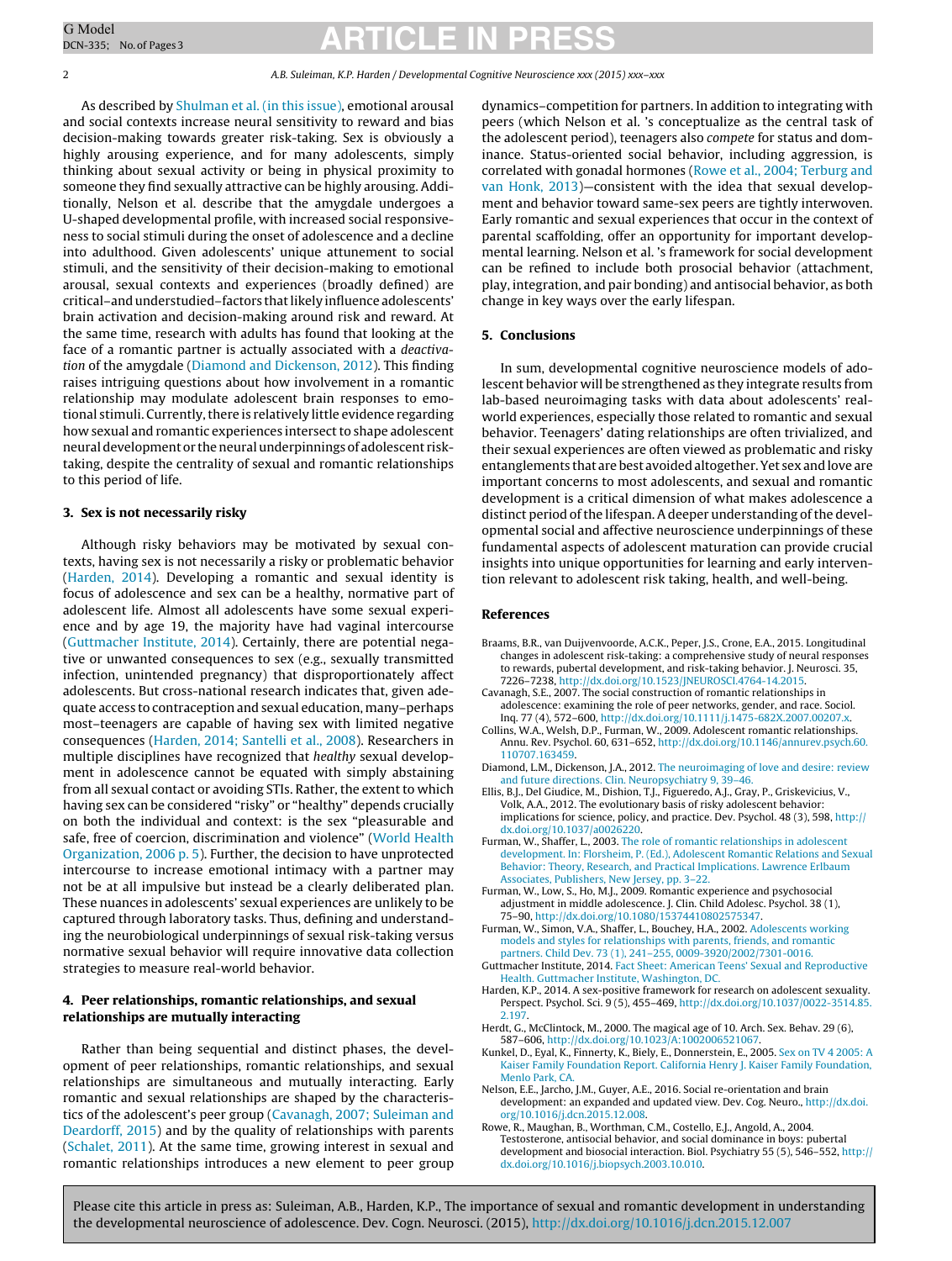As described by Shulman et al. (in this issue), emotional arousal and social contexts increase neural sensitivity to reward and bias decision-making towards greater risk-taking. Sex is obviously a highly arousing experience, and for many adolescents, simply thinking about sexual activity or being in physical proximity to someone they find sexually attractive can be highly arousing. Additionally, Nelson et al. describe that the amygdale undergoes a U-shaped developmental profile, with increased social responsiveness to social stimuli during the onset of adolescence and a decline into adulthood. Given adolescents' unique attunement to social stimuli, and the sensitivity of their decision-making to emotional arousal, sexual contexts and experiences (broadly defined) are critical–and understudied–factors that likely influence adolescents' brain activation and decision-making around risk and reward. At the same time, research with adults has found that looking at the face of a romantic partner is actually associated with a *deactivation* of the amygdale (Diamond and Dickenson, 2012). This finding raises intriguing questions about how involvement in a romantic relationship may modulate adolescent brain responses to emotional stimuli. Currently, there is relatively little evidence regarding how sexual and romantic experiences intersect to shape adolescent neural development or the neural underpinnings of adolescent risk-taking, despite the centrality of sexual and romantic relationships to this period of life.

## 3. Sex is not necessarily risky

Although risky behaviors may be motivated by sexual contexts, having sex is not necessarily a risky or problematic behavior (Harden, 2014). Developing a romantic and sexual identity is focus of adolescence and sex can be a healthy, normative part of adolescent life. Almost all adolescents have some sexual experience and by age 19, the majority have had vaginal intercourse (Guttmacher Institute, 2014). Certainly, there are potential negative or unwanted consequences to sex (e.g., sexually transmitted infection, unintended pregnancy) that disproportionately affect adolescents. But cross-national research indicates that, given adequate access to contraception and sexual education, many–perhaps most–teenagers are capable of having sex with limited negative consequences (Harden, 2014; Santelli et al., 2008). Researchers in multiple disciplines have recognized that *healthy* sexual development in adolescence cannot be equated with simply abstaining from all sexual contact or avoiding STIs. Rather, the extent to which having sex can be considered "risky" or "healthy" depends crucially on both the individual and context: is the sex "pleasurable and safe, free of coercion, discrimination and violence" (World Health Organization, 2006 p. 5). Further, the decision to have unprotected intercourse to increase emotional intimacy with a partner may not be at all impulsive but instead be a clearly deliberated plan. These nuances in adolescents' sexual experiences are unlikely to be captured through laboratory tasks. Thus, defining and understanding the neurobiological underpinnings of sexual risk-taking versus normative sexual behavior will require innovative data collection strategies to measure real-world behavior.

## 4. Peer relationships, romantic relationships, and sexual relationships are mutually interacting

Rather than being sequential and distinct phases, the development of peer relationships, romantic relationships, and sexual relationships are simultaneous and mutually interacting. Early romantic and sexual relationships are shaped by the characteristics of the adolescent's peer group (Cavanagh, 2007; Suleiman and Deardorff, 2015) and by the quality of relationships with parents (Schalet, 2011). At the same time, growing interest in sexual and romantic relationships introduces a new element to peer group dynamics–competition for partners. In addition to integrating with peers (which Nelson et al. 's conceptualize as the central task of the adolescent period), teenagers also *compete* for status and dominance. Status-oriented social behavior, including aggression, is correlated with gonadal hormones (Rowe et al., 2004; Terburg and van Honk, 2013)—consistent with the idea that sexual development and behavior toward same-sex peers are tightly interwoven. Early romantic and sexual experiences that occur in the context of parental scaffolding, offer an opportunity for important developmental learning. Nelson et al. 's framework for social development can be refined to include both prosocial behavior (attachment, play, integration, and pair bonding) and antisocial behavior, as both change in key ways over the early lifespan.

## 5. Conclusions

In sum, developmental cognitive neuroscience models of adolescent behavior will be strengthened as they integrate results from lab-based neuroimaging tasks with data about adolescents' real-world experiences, especially those related to romantic and sexual behavior. Teenagers' dating relationships are often trivialized, and their sexual experiences are often viewed as problematic and risky entanglements that are best avoided altogether. Yet sex and love are important concerns to most adolescents, and sexual and romantic development is a critical dimension of what makes adolescence a distinct period of the lifespan. A deeper understanding of the developmental social and affective neuroscience underpinnings of these fundamental aspects of adolescent maturation can provide crucial insights into unique opportunities for learning and early intervention relevant to adolescent risk taking, health, and well-being.

## References

Braams, B.R., van Duijvenvoorde, A.C.K., Peper, J.S., Crone, E.A., 2015. Longitudinal changes in adolescent risk-taking: a comprehensive study of neural responses to rewards, pubertal development, and risk-taking behavior. J. Neurosci. 35, 7226–7238, http://dx.doi.org/10.1523/JNEUROSCI.4764-14.2015.

Cavanagh, S.E., 2007. The social construction of romantic relationships in adolescence: examining the role of peer networks, gender, and race. Sociol. Inq. 77 (4), 572–600, http://dx.doi.org/10.1111/j.1475-682X.2007.00207.x.

Collins, W.A., Welsh, D.P., Furman, W., 2009. Adolescent romantic relationships. Annu. Rev. Psychol. 60, 631–652, http://dx.doi.org/10.1146/annurev.psych.60.110707.163459.

Diamond, L.M., Dickenson, J.A., 2012. The neuroimaging of love and desire: review and future directions. Clin. Neuropsychiatry 9, 39–46.

Ellis, B.J., Del Giudice, M., Dishion, T.J., Figueredo, A.J., Gray, P., Griskevicius, V., Volk, A.A., 2012. The evolutionary basis of risky adolescent behavior: implications for science, policy, and practice. Dev. Psychol. 48 (3), 598, http://dx.doi.org/10.1037/a0026220.

Furman, W., Shaffer, L., 2003. The role of romantic relationships in adolescent development. In: Florsheim, P. (Ed.), Adolescent Romantic Relations and Sexual Behavior: Theory, Research, and Practical Implications. Lawrence Erlbaum Associates, Publishers, New Jersey, pp. 3–22.

Furman, W., Low, S., Ho, M.J., 2009. Romantic experience and psychosocial adjustment in middle adolescence. J. Clin. Child Adolesc. Psychol. 38 (1), 75–90, http://dx.doi.org/10.1080/15374410802575347.

Furman, W., Simon, V.A., Shaffer, L., Bouchey, H.A., 2002. Adolescents working models and styles for relationships with parents, friends, and romantic partners. Child Dev. 73 (1), 241–255, 0009-3920/2002/7301-0016.

Guttmacher Institute, 2014. Fact Sheet: American Teens' Sexual and Reproductive Health. Guttmacher Institute, Washington, DC.

Harden, K.P., 2014. A sex-positive framework for research on adolescent sexuality. Perspect. Psychol. Sci. 9 (5), 455–469, http://dx.doi.org/10.1037/0022-3514.85.2.197.

Herdt, G., McClintock, M., 2000. The magical age of 10. Arch. Sex. Behav. 29 (6), 587–606, http://dx.doi.org/10.1023/A:1002006521067.

Kunkel, D., Eyal, K., Finnerty, K., Biely, E., Donnerstein, E., 2005. Sex on TV 4 2005: A Kaiser Family Foundation Report. California Henry J. Kaiser Family Foundation, Menlo Park, CA.

Nelson, E.E., Jarcho, J.M., Guyer, A.E., 2016. Social re-orientation and brain development: an expanded and updated view. Dev. Cog. Neuro., http://dx.doi.org/10.1016/j.dcn.2015.12.008.

Rowe, R., Maughan, B., Worthman, C.M., Costello, E.J., Angold, A., 2004. Testosterone, antisocial behavior, and social dominance in boys: pubertal development and biosocial interaction. Biol. Psychiatry 55 (5), 546–552, http://dx.doi.org/10.1016/j.biopsych.2003.10.010.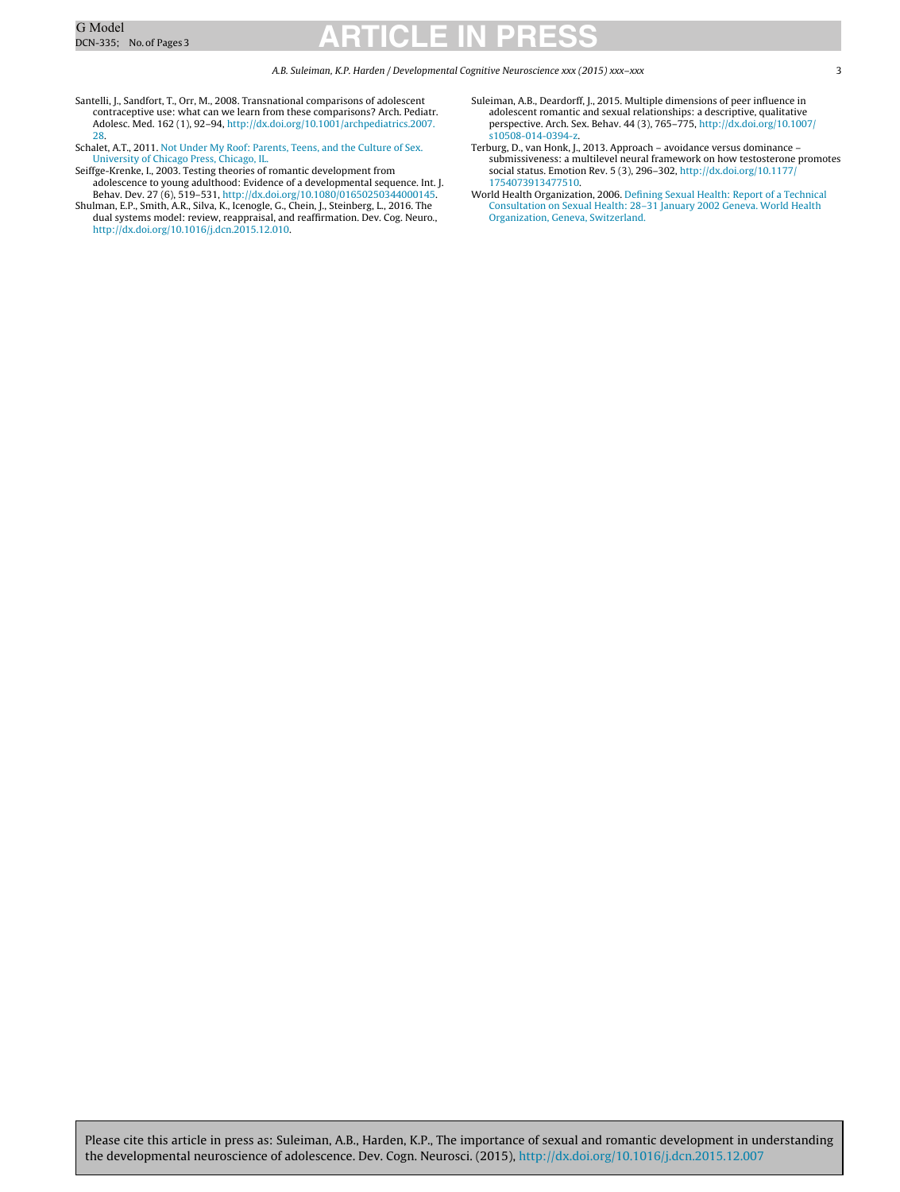Santelli, J., Sandfort, T., Orr, M., 2008. Transnational comparisons of adolescent contraceptive use: what can we learn from these comparisons? Arch. Pediatr. Adolesc. Med. 162 (1), 92–94, http://dx.doi.org/10.1001/archpediatrics.2007.28.

Schalet, A.T., 2011. Not Under My Roof: Parents, Teens, and the Culture of Sex. University of Chicago Press, Chicago, IL.

Seiffge-Krenke, I., 2003. Testing theories of romantic development from adolescence to young adulthood: Evidence of a developmental sequence. Int. J. Behav. Dev. 27 (6), 519–531, http://dx.doi.org/10.1080/01650250344000145.

Shulman, E.P., Smith, A.R., Silva, K., Icenogle, G., Chein, J., Steinberg, L., 2016. The dual systems model: review, reappraisal, and reaffirmation. Dev. Cog. Neuro., http://dx.doi.org/10.1016/j.dcn.2015.12.010.

Suleiman, A.B., Deardorff, J., 2015. Multiple dimensions of peer influence in adolescent romantic and sexual relationships: a descriptive, qualitative perspective. Arch. Sex. Behav. 44 (3), 765–775, http://dx.doi.org/10.1007/s10508-014-0394-z.

Terburg, D., van Honk, J., 2013. Approach – avoidance versus dominance – submissiveness: a multilevel neural framework on how testosterone promotes social status. Emotion Rev. 5 (3), 296–302, http://dx.doi.org/10.1177/1754073913477510.

World Health Organization, 2006. Defining Sexual Health: Report of a Technical Consultation on Sexual Health: 28–31 January 2002 Geneva. World Health Organization, Geneva, Switzerland.

Please cite this article in press as: Suleiman, A.B., Harden, K.P., The importance of sexual and romantic development in understanding the developmental neuroscience of adolescence. Dev. Cogn. Neurosci. (2015), http://dx.doi.org/10.1016/j.dcn.2015.12.007